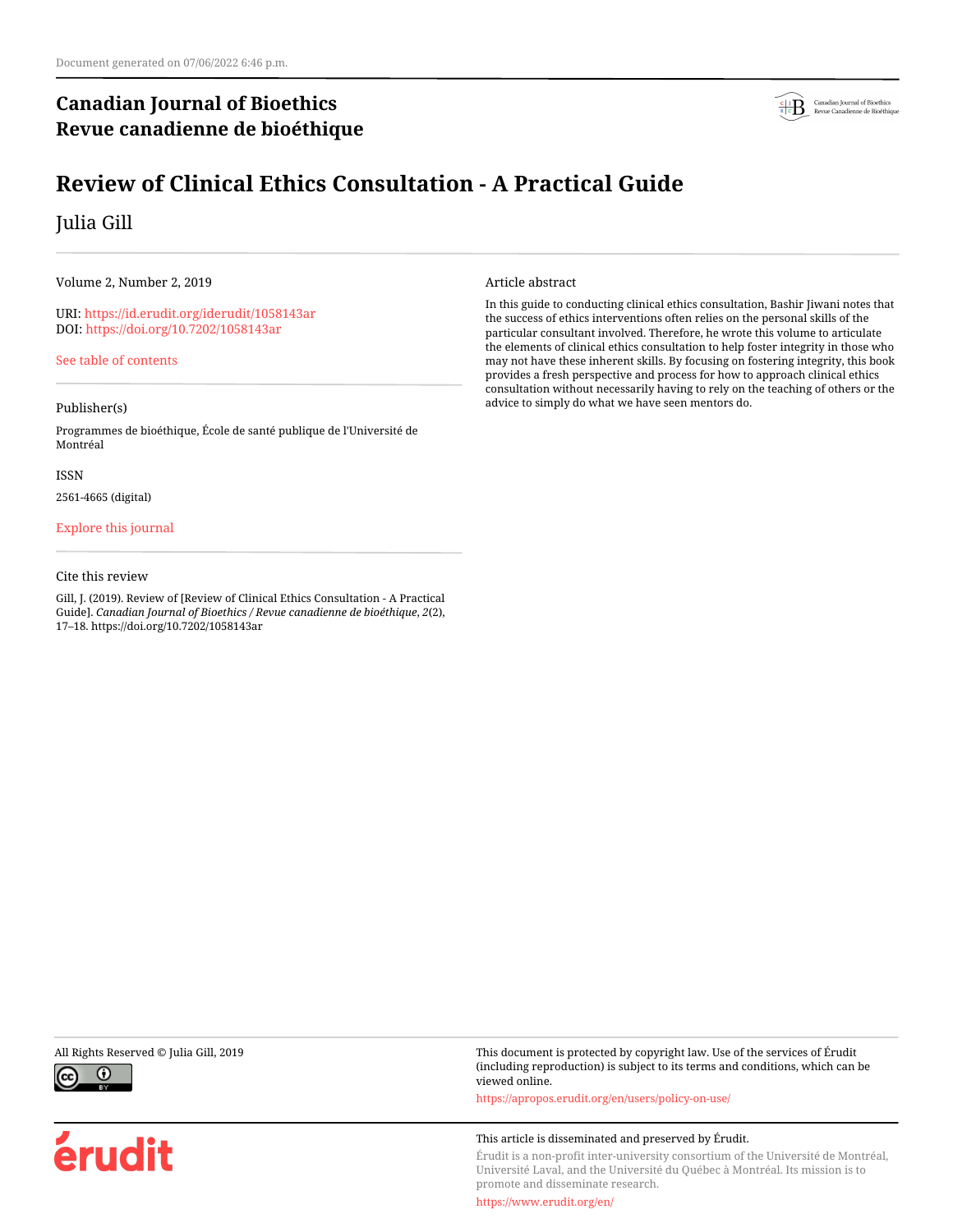Document generated on 07/06/2022 6:46 p.m.

**Canadian Journal of Bioethics**
**Revue canadienne de bioéthique**

# Review of Clinical Ethics Consultation - A Practical Guide

Julia Gill

Volume 2, Number 2, 2019

URI: https://id.erudit.org/iderudit/1058143ar
DOI: https://doi.org/10.7202/1058143ar

See table of contents

Publisher(s)

Programmes de bioéthique, École de santé publique de l'Université de Montréal

ISSN

2561-4665 (digital)

Explore this journal

Cite this review

Gill, J. (2019). Review of [Review of Clinical Ethics Consultation - A Practical Guide]. *Canadian Journal of Bioethics / Revue canadienne de bioéthique*, *2*(2), 17–18. https://doi.org/10.7202/1058143ar

Article abstract

In this guide to conducting clinical ethics consultation, Bashir Jiwani notes that the success of ethics interventions often relies on the personal skills of the particular consultant involved. Therefore, he wrote this volume to articulate the elements of clinical ethics consultation to help foster integrity in those who may not have these inherent skills. By focusing on fostering integrity, this book provides a fresh perspective and process for how to approach clinical ethics consultation without necessarily having to rely on the teaching of others or the advice to simply do what we have seen mentors do.

All Rights Reserved © Julia Gill, 2019

This document is protected by copyright law. Use of the services of Érudit (including reproduction) is subject to its terms and conditions, which can be viewed online.

https://apropos.erudit.org/en/users/policy-on-use/

This article is disseminated and preserved by Érudit.

Érudit is a non-profit inter-university consortium of the Université de Montréal, Université Laval, and the Université du Québec à Montréal. Its mission is to promote and disseminate research.

https://www.erudit.org/en/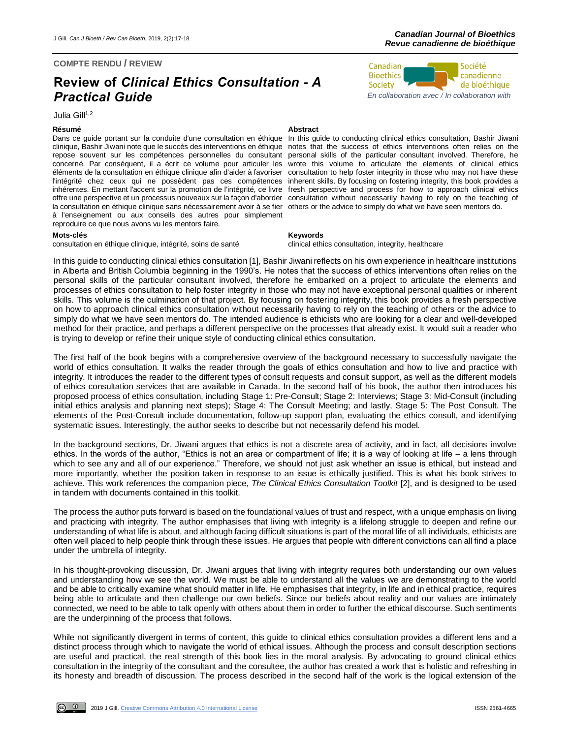COMPTE RENDU / REVIEW

# Review of *Clinical Ethics Consultation - A Practical Guide*

Julia Gill[1,2]

**Résumé**

Dans ce guide portant sur la conduite d'une consultation en éthique clinique, Bashir Jiwani note que le succès des interventions en éthique repose souvent sur les compétences personnelles du consultant concerné. Par conséquent, il a écrit ce volume pour articuler les éléments de la consultation en éthique clinique afin d'aider à favoriser l'intégrité chez ceux qui ne possèdent pas ces compétences inhérentes. En mettant l'accent sur la promotion de l'intégrité, ce livre offre une perspective et un processus nouveaux sur la façon d'aborder la consultation en éthique clinique sans nécessairement avoir à se fier à l'enseignement ou aux conseils des autres pour simplement reproduire ce que nous avons vu les mentors faire.

**Mots-clés**

consultation en éthique clinique, intégrité, soins de santé

**Abstract**

In this guide to conducting clinical ethics consultation, Bashir Jiwani notes that the success of ethics interventions often relies on the personal skills of the particular consultant involved. Therefore, he wrote this volume to articulate the elements of clinical ethics consultation to help foster integrity in those who may not have these inherent skills. By focusing on fostering integrity, this book provides a fresh perspective and process for how to approach clinical ethics consultation without necessarily having to rely on the teaching of others or the advice to simply do what we have seen mentors do.

**Keywords**

clinical ethics consultation, integrity, healthcare

In this guide to conducting clinical ethics consultation [1], Bashir Jiwani reflects on his own experience in healthcare institutions in Alberta and British Columbia beginning in the 1990's. He notes that the success of ethics interventions often relies on the personal skills of the particular consultant involved, therefore he embarked on a project to articulate the elements and processes of ethics consultation to help foster integrity in those who may not have exceptional personal qualities or inherent skills. This volume is the culmination of that project. By focusing on fostering integrity, this book provides a fresh perspective on how to approach clinical ethics consultation without necessarily having to rely on the teaching of others or the advice to simply do what we have seen mentors do. The intended audience is ethicists who are looking for a clear and well-developed method for their practice, and perhaps a different perspective on the processes that already exist. It would suit a reader who is trying to develop or refine their unique style of conducting clinical ethics consultation.

The first half of the book begins with a comprehensive overview of the background necessary to successfully navigate the world of ethics consultation. It walks the reader through the goals of ethics consultation and how to live and practice with integrity. It introduces the reader to the different types of consult requests and consult support, as well as the different models of ethics consultation services that are available in Canada. In the second half of his book, the author then introduces his proposed process of ethics consultation, including Stage 1: Pre-Consult; Stage 2: Interviews; Stage 3: Mid-Consult (including initial ethics analysis and planning next steps); Stage 4: The Consult Meeting; and lastly, Stage 5: The Post Consult. The elements of the Post-Consult include documentation, follow-up support plan, evaluating the ethics consult, and identifying systematic issues. Interestingly, the author seeks to describe but not necessarily defend his model.

In the background sections, Dr. Jiwani argues that ethics is not a discrete area of activity, and in fact, all decisions involve ethics. In the words of the author, "Ethics is not an area or compartment of life; it is a way of looking at life – a lens through which to see any and all of our experience." Therefore, we should not just ask whether an issue is ethical, but instead and more importantly, whether the position taken in response to an issue is ethically justified. This is what his book strives to achieve. This work references the companion piece, *The Clinical Ethics Consultation Toolkit* [2], and is designed to be used in tandem with documents contained in this toolkit.

The process the author puts forward is based on the foundational values of trust and respect, with a unique emphasis on living and practicing with integrity. The author emphasises that living with integrity is a lifelong struggle to deepen and refine our understanding of what life is about, and although facing difficult situations is part of the moral life of all individuals, ethicists are often well placed to help people think through these issues. He argues that people with different convictions can all find a place under the umbrella of integrity.

In his thought-provoking discussion, Dr. Jiwani argues that living with integrity requires both understanding our own values and understanding how we see the world. We must be able to understand all the values we are demonstrating to the world and be able to critically examine what should matter in life. He emphasises that integrity, in life and in ethical practice, requires being able to articulate and then challenge our own beliefs. Since our beliefs about reality and our values are intimately connected, we need to be able to talk openly with others about them in order to further the ethical discourse. Such sentiments are the underpinning of the process that follows.

While not significantly divergent in terms of content, this guide to clinical ethics consultation provides a different lens and a distinct process through which to navigate the world of ethical issues. Although the process and consult description sections are useful and practical, the real strength of this book lies in the moral analysis. By advocating to ground clinical ethics consultation in the integrity of the consultant and the consultee, the author has created a work that is holistic and refreshing in its honesty and breadth of discussion. The process described in the second half of the work is the logical extension of the

2019 J Gill. Creative Commons Attribution 4.0 International License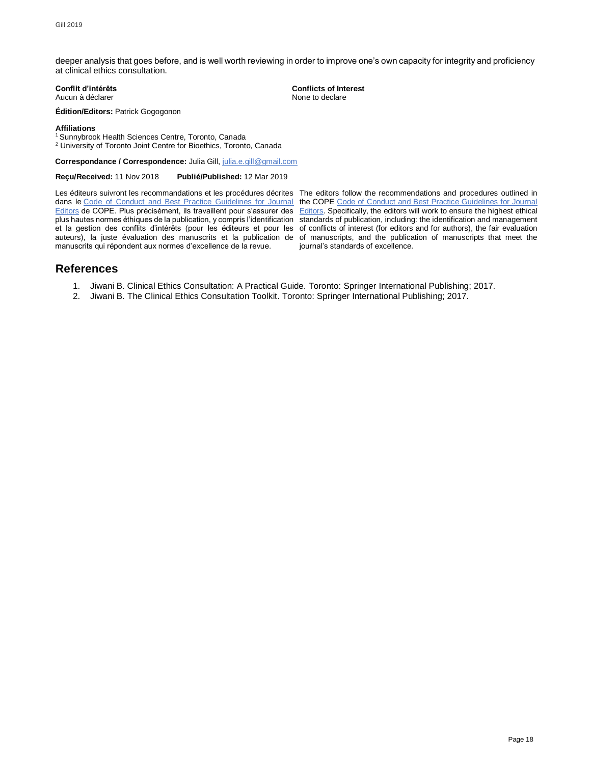deeper analysis that goes before, and is well worth reviewing in order to improve one's own capacity for integrity and proficiency at clinical ethics consultation.

**Conflit d'intérêts**
Aucun à déclarer

**Conflicts of Interest**
None to declare

**Édition/Editors:** Patrick Gogogonon

**Affiliations**
[1] Sunnybrook Health Sciences Centre, Toronto, Canada
[2] University of Toronto Joint Centre for Bioethics, Toronto, Canada

**Correspondance / Correspondence:** Julia Gill, julia.e.gill@gmail.com

**Reçu/Received:** 11 Nov 2018 **Publié/Published:** 12 Mar 2019

Les éditeurs suivront les recommandations et les procédures décrites dans le Code of Conduct and Best Practice Guidelines for Journal Editors de COPE. Plus précisément, ils travaillent pour s'assurer des plus hautes normes éthiques de la publication, y compris l'identification et la gestion des conflits d'intérêts (pour les éditeurs et pour les auteurs), la juste évaluation des manuscrits et la publication de manuscrits qui répondent aux normes d'excellence de la revue.

The editors follow the recommendations and procedures outlined in the COPE Code of Conduct and Best Practice Guidelines for Journal Editors. Specifically, the editors will work to ensure the highest ethical standards of publication, including: the identification and management of conflicts of interest (for editors and for authors), the fair evaluation of manuscripts, and the publication of manuscripts that meet the journal's standards of excellence.

## References

1. Jiwani B. Clinical Ethics Consultation: A Practical Guide. Toronto: Springer International Publishing; 2017.
2. Jiwani B. The Clinical Ethics Consultation Toolkit. Toronto: Springer International Publishing; 2017.